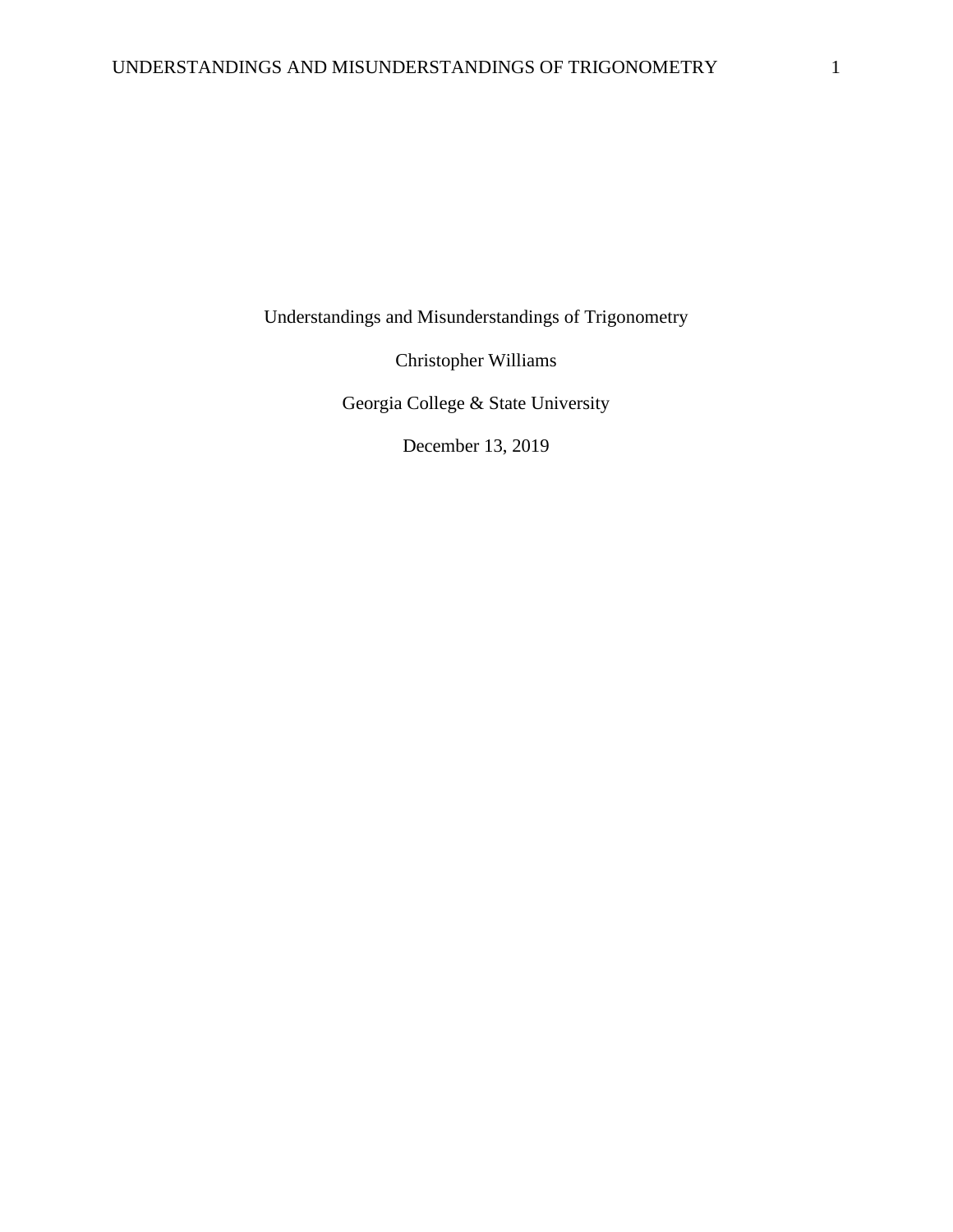# Understandings and Misunderstandings of Trigonometry

Christopher Williams

Georgia College & State University

December 13, 2019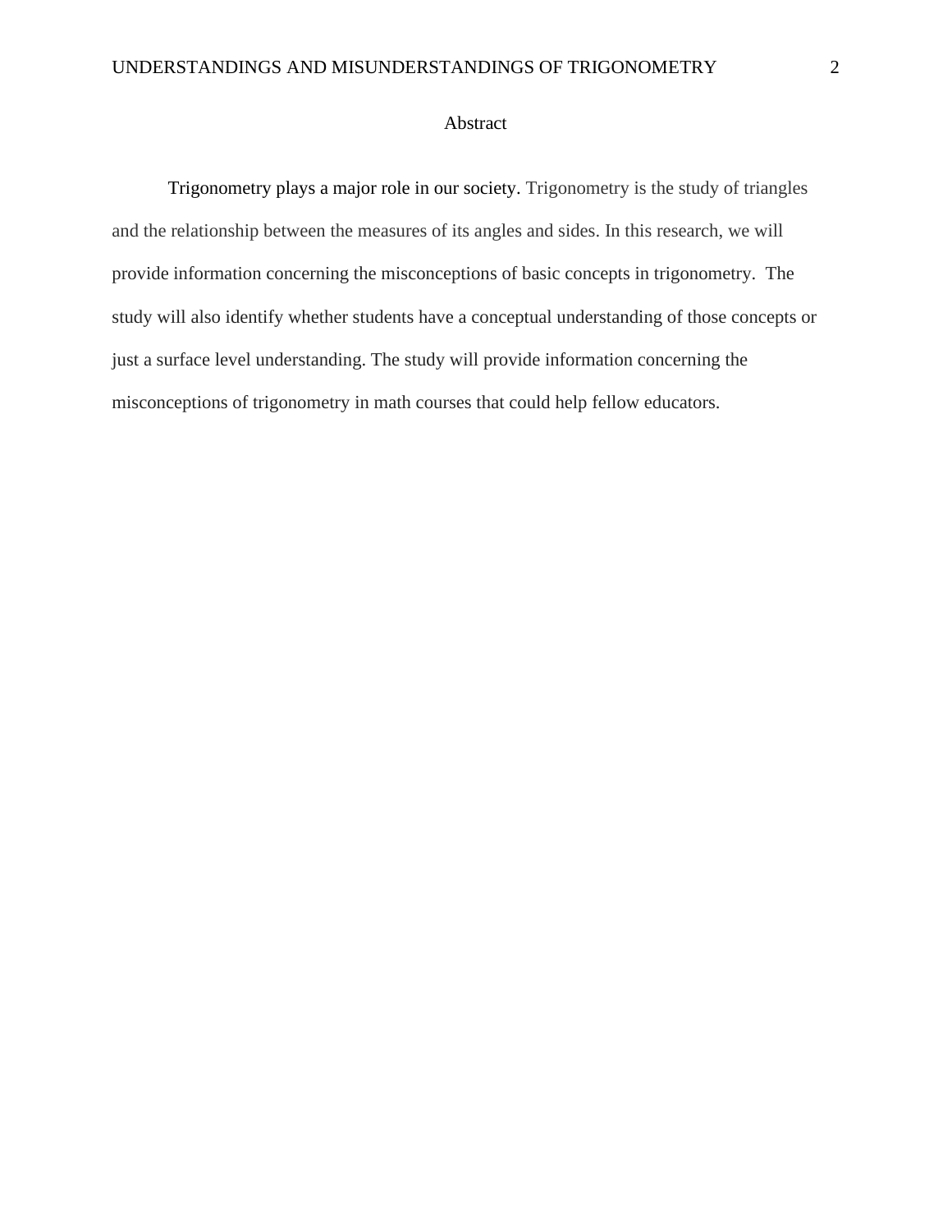# Abstract

Trigonometry plays a major role in our society. Trigonometry is the study of triangles and the relationship between the measures of its angles and sides. In this research, we will provide information concerning the misconceptions of basic concepts in trigonometry.  The study will also identify whether students have a conceptual understanding of those concepts or just a surface level understanding. The study will provide information concerning the misconceptions of trigonometry in math courses that could help fellow educators.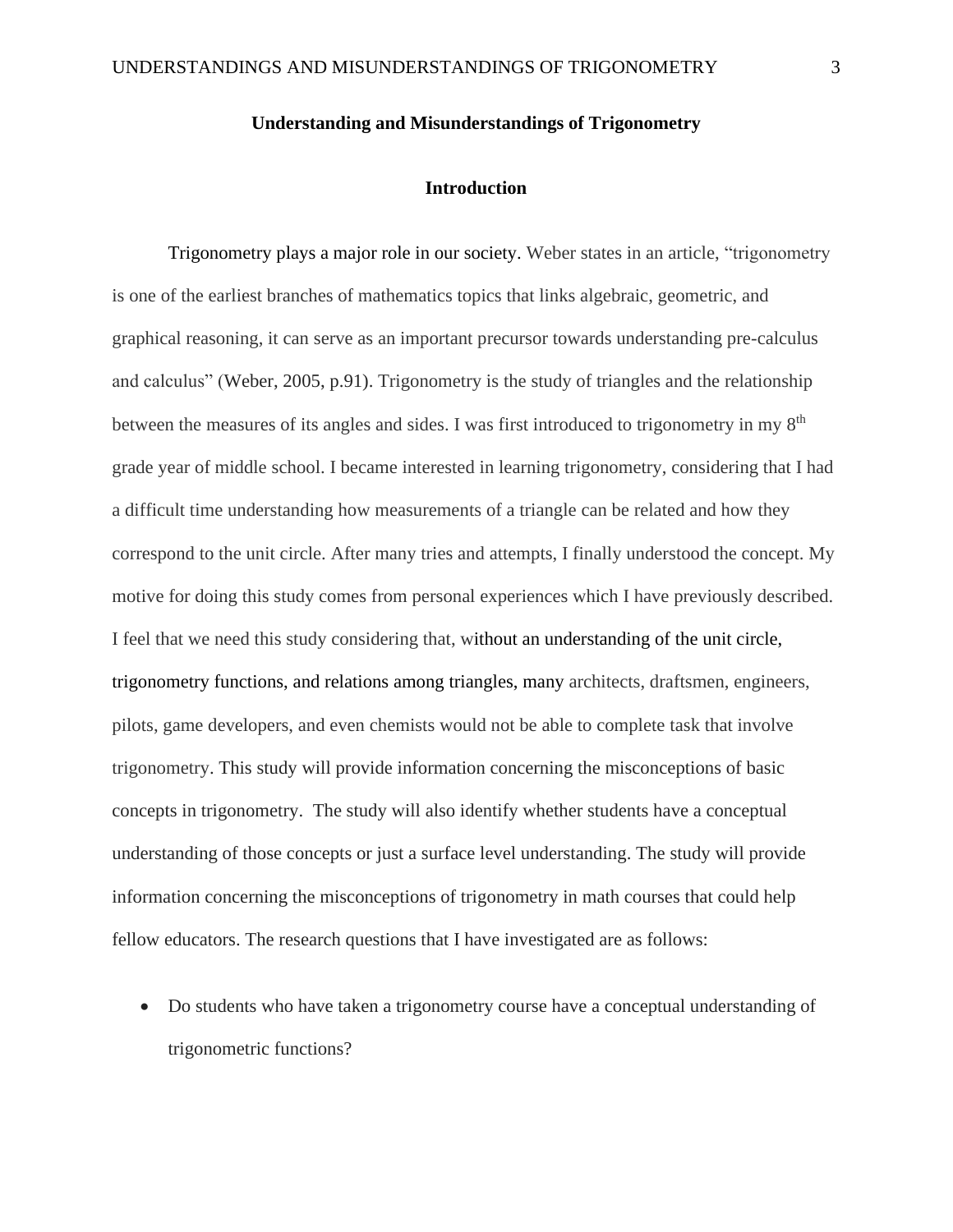## Understanding and Misunderstandings of Trigonometry

### Introduction

Trigonometry plays a major role in our society. Weber states in an article, "trigonometry is one of the earliest branches of mathematics topics that links algebraic, geometric, and graphical reasoning, it can serve as an important precursor towards understanding pre-calculus and calculus" (Weber, 2005, p.91). Trigonometry is the study of triangles and the relationship between the measures of its angles and sides. I was first introduced to trigonometry in my 8th grade year of middle school. I became interested in learning trigonometry, considering that I had a difficult time understanding how measurements of a triangle can be related and how they correspond to the unit circle. After many tries and attempts, I finally understood the concept. My motive for doing this study comes from personal experiences which I have previously described. I feel that we need this study considering that, without an understanding of the unit circle, trigonometry functions, and relations among triangles, many architects, draftsmen, engineers, pilots, game developers, and even chemists would not be able to complete task that involve trigonometry. This study will provide information concerning the misconceptions of basic concepts in trigonometry. The study will also identify whether students have a conceptual understanding of those concepts or just a surface level understanding. The study will provide information concerning the misconceptions of trigonometry in math courses that could help fellow educators. The research questions that I have investigated are as follows:

- Do students who have taken a trigonometry course have a conceptual understanding of trigonometric functions?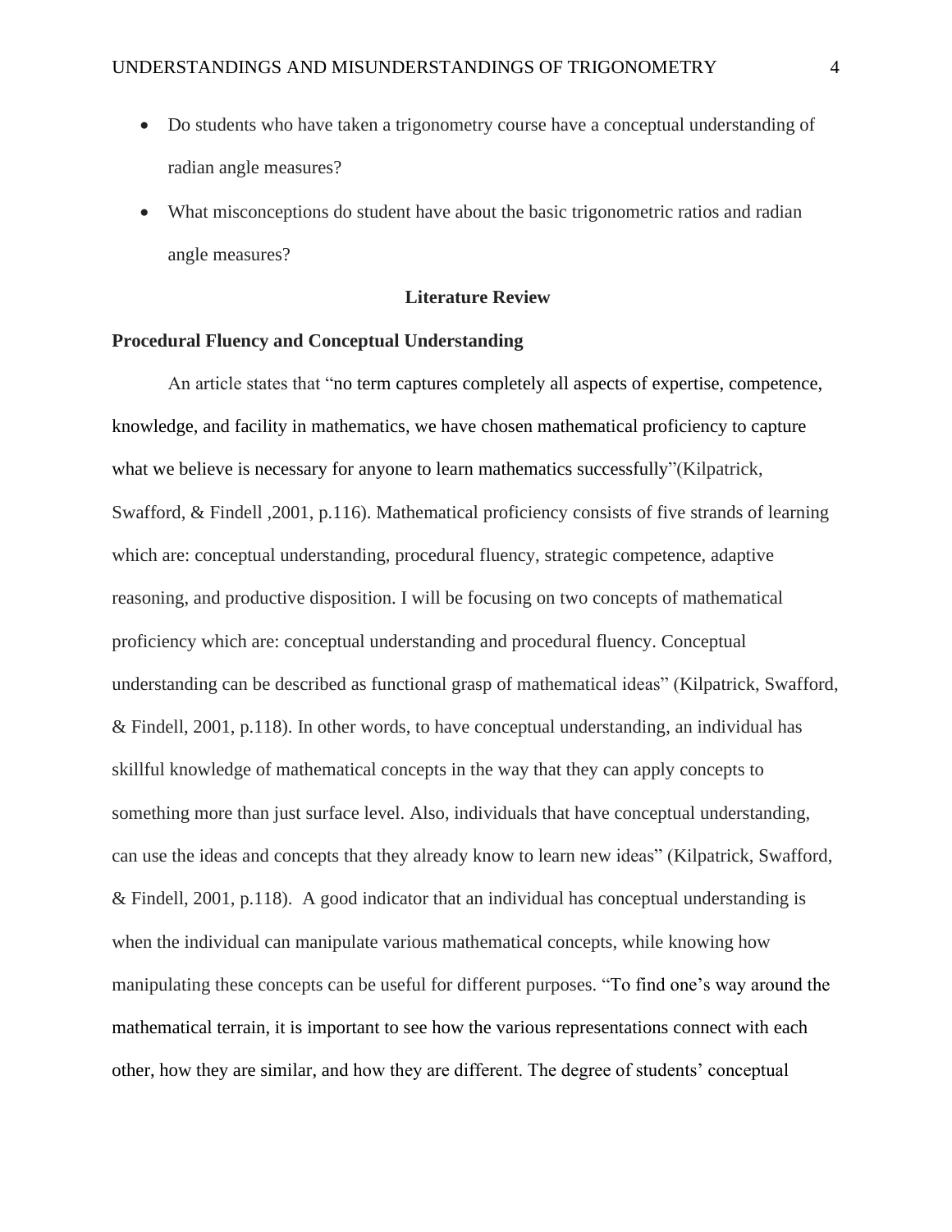- Do students who have taken a trigonometry course have a conceptual understanding of radian angle measures?
- What misconceptions do student have about the basic trigonometric ratios and radian angle measures?

## Literature Review

### Procedural Fluency and Conceptual Understanding

An article states that "no term captures completely all aspects of expertise, competence, knowledge, and facility in mathematics, we have chosen mathematical proficiency to capture what we believe is necessary for anyone to learn mathematics successfully"(Kilpatrick, Swafford, & Findell ,2001, p.116). Mathematical proficiency consists of five strands of learning which are: conceptual understanding, procedural fluency, strategic competence, adaptive reasoning, and productive disposition. I will be focusing on two concepts of mathematical proficiency which are: conceptual understanding and procedural fluency. Conceptual understanding can be described as functional grasp of mathematical ideas" (Kilpatrick, Swafford, & Findell, 2001, p.118). In other words, to have conceptual understanding, an individual has skillful knowledge of mathematical concepts in the way that they can apply concepts to something more than just surface level. Also, individuals that have conceptual understanding, can use the ideas and concepts that they already know to learn new ideas" (Kilpatrick, Swafford, & Findell, 2001, p.118). A good indicator that an individual has conceptual understanding is when the individual can manipulate various mathematical concepts, while knowing how manipulating these concepts can be useful for different purposes. "To find one's way around the mathematical terrain, it is important to see how the various representations connect with each other, how they are similar, and how they are different. The degree of students' conceptual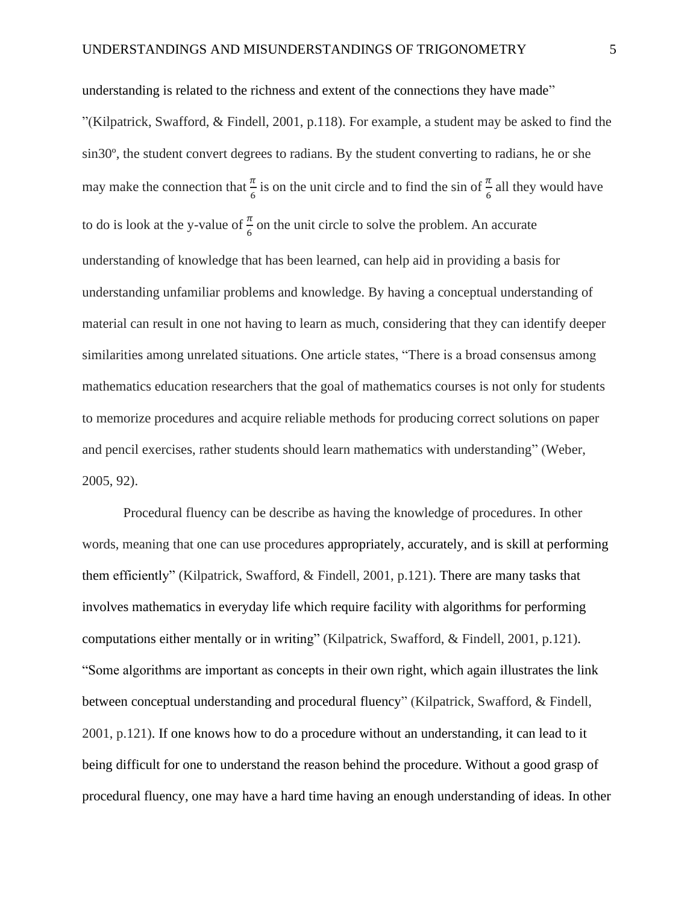understanding is related to the richness and extent of the connections they have made" "(Kilpatrick, Swafford, & Findell, 2001, p.118). For example, a student may be asked to find the sin30º, the student convert degrees to radians. By the student converting to radians, he or she may make the connection that $\frac{\pi}{6}$ is on the unit circle and to find the sin of $\frac{\pi}{6}$ all they would have to do is look at the y-value of $\frac{\pi}{6}$ on the unit circle to solve the problem. An accurate understanding of knowledge that has been learned, can help aid in providing a basis for understanding unfamiliar problems and knowledge. By having a conceptual understanding of material can result in one not having to learn as much, considering that they can identify deeper similarities among unrelated situations. One article states, "There is a broad consensus among mathematics education researchers that the goal of mathematics courses is not only for students to memorize procedures and acquire reliable methods for producing correct solutions on paper and pencil exercises, rather students should learn mathematics with understanding" (Weber, 2005, 92).

Procedural fluency can be describe as having the knowledge of procedures. In other words, meaning that one can use procedures appropriately, accurately, and is skill at performing them efficiently" (Kilpatrick, Swafford, & Findell, 2001, p.121). There are many tasks that involves mathematics in everyday life which require facility with algorithms for performing computations either mentally or in writing" (Kilpatrick, Swafford, & Findell, 2001, p.121). "Some algorithms are important as concepts in their own right, which again illustrates the link between conceptual understanding and procedural fluency" (Kilpatrick, Swafford, & Findell, 2001, p.121). If one knows how to do a procedure without an understanding, it can lead to it being difficult for one to understand the reason behind the procedure. Without a good grasp of procedural fluency, one may have a hard time having an enough understanding of ideas. In other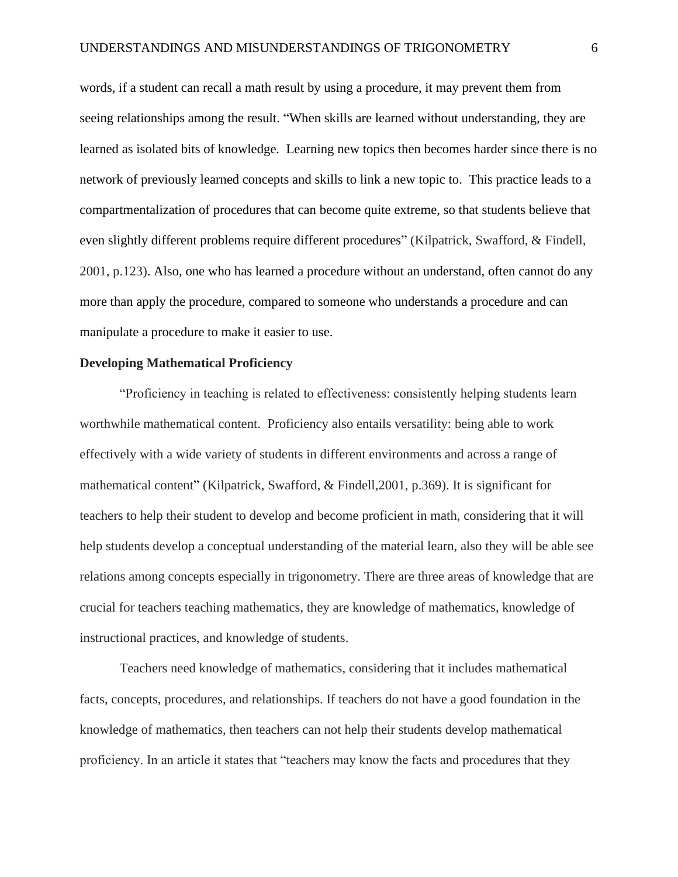words, if a student can recall a math result by using a procedure, it may prevent them from seeing relationships among the result. "When skills are learned without understanding, they are learned as isolated bits of knowledge. Learning new topics then becomes harder since there is no network of previously learned concepts and skills to link a new topic to. This practice leads to a compartmentalization of procedures that can become quite extreme, so that students believe that even slightly different problems require different procedures" (Kilpatrick, Swafford, & Findell, 2001, p.123). Also, one who has learned a procedure without an understand, often cannot do any more than apply the procedure, compared to someone who understands a procedure and can manipulate a procedure to make it easier to use.

**Developing Mathematical Proficiency**

"Proficiency in teaching is related to effectiveness: consistently helping students learn worthwhile mathematical content. Proficiency also entails versatility: being able to work effectively with a wide variety of students in different environments and across a range of mathematical content" (Kilpatrick, Swafford, & Findell,2001, p.369). It is significant for teachers to help their student to develop and become proficient in math, considering that it will help students develop a conceptual understanding of the material learn, also they will be able see relations among concepts especially in trigonometry. There are three areas of knowledge that are crucial for teachers teaching mathematics, they are knowledge of mathematics, knowledge of instructional practices, and knowledge of students.

Teachers need knowledge of mathematics, considering that it includes mathematical facts, concepts, procedures, and relationships. If teachers do not have a good foundation in the knowledge of mathematics, then teachers can not help their students develop mathematical proficiency. In an article it states that "teachers may know the facts and procedures that they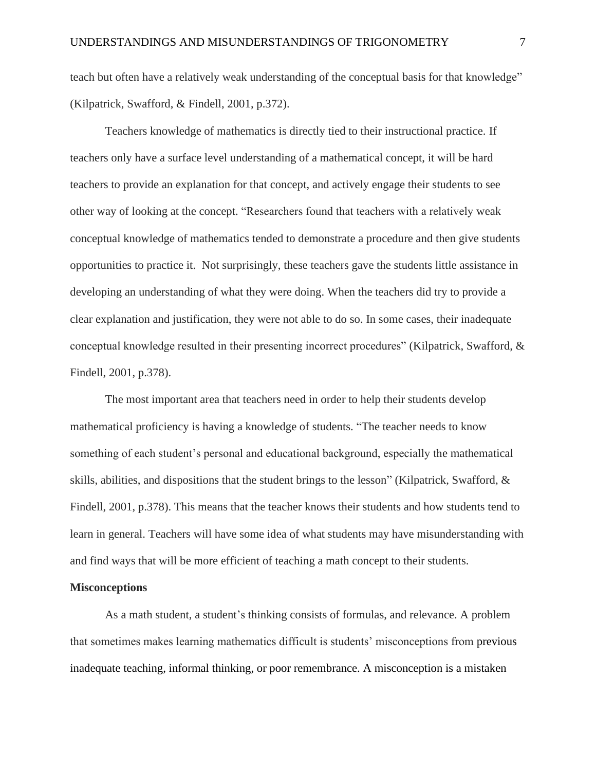teach but often have a relatively weak understanding of the conceptual basis for that knowledge" (Kilpatrick, Swafford, & Findell, 2001, p.372).

Teachers knowledge of mathematics is directly tied to their instructional practice. If teachers only have a surface level understanding of a mathematical concept, it will be hard teachers to provide an explanation for that concept, and actively engage their students to see other way of looking at the concept. "Researchers found that teachers with a relatively weak conceptual knowledge of mathematics tended to demonstrate a procedure and then give students opportunities to practice it. Not surprisingly, these teachers gave the students little assistance in developing an understanding of what they were doing. When the teachers did try to provide a clear explanation and justification, they were not able to do so. In some cases, their inadequate conceptual knowledge resulted in their presenting incorrect procedures" (Kilpatrick, Swafford, & Findell, 2001, p.378).

The most important area that teachers need in order to help their students develop mathematical proficiency is having a knowledge of students. "The teacher needs to know something of each student's personal and educational background, especially the mathematical skills, abilities, and dispositions that the student brings to the lesson" (Kilpatrick, Swafford, & Findell, 2001, p.378). This means that the teacher knows their students and how students tend to learn in general. Teachers will have some idea of what students may have misunderstanding with and find ways that will be more efficient of teaching a math concept to their students.

**Misconceptions**

As a math student, a student's thinking consists of formulas, and relevance. A problem that sometimes makes learning mathematics difficult is students' misconceptions from previous inadequate teaching, informal thinking, or poor remembrance. A misconception is a mistaken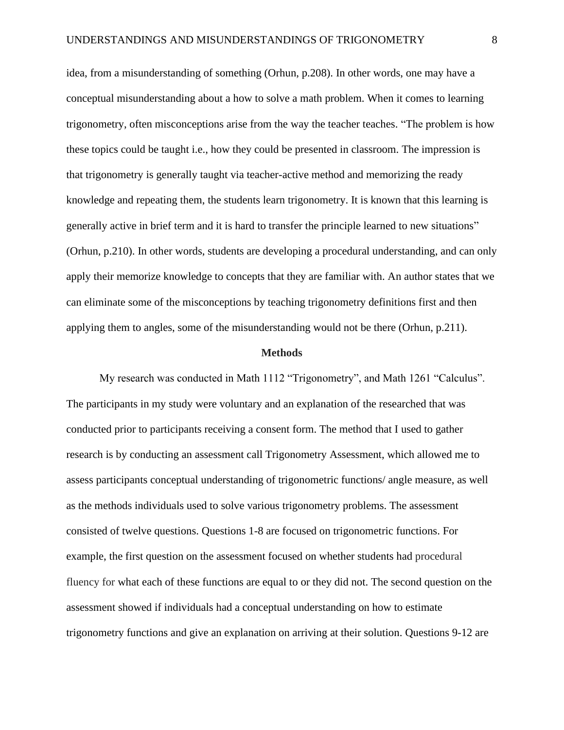idea, from a misunderstanding of something (Orhun, p.208). In other words, one may have a conceptual misunderstanding about a how to solve a math problem. When it comes to learning trigonometry, often misconceptions arise from the way the teacher teaches. "The problem is how these topics could be taught i.e., how they could be presented in classroom. The impression is that trigonometry is generally taught via teacher-active method and memorizing the ready knowledge and repeating them, the students learn trigonometry. It is known that this learning is generally active in brief term and it is hard to transfer the principle learned to new situations" (Orhun, p.210). In other words, students are developing a procedural understanding, and can only apply their memorize knowledge to concepts that they are familiar with. An author states that we can eliminate some of the misconceptions by teaching trigonometry definitions first and then applying them to angles, some of the misunderstanding would not be there (Orhun, p.211).

## Methods

My research was conducted in Math 1112 "Trigonometry", and Math 1261 "Calculus". The participants in my study were voluntary and an explanation of the researched that was conducted prior to participants receiving a consent form. The method that I used to gather research is by conducting an assessment call Trigonometry Assessment, which allowed me to assess participants conceptual understanding of trigonometric functions/ angle measure, as well as the methods individuals used to solve various trigonometry problems. The assessment consisted of twelve questions. Questions 1-8 are focused on trigonometric functions. For example, the first question on the assessment focused on whether students had procedural fluency for what each of these functions are equal to or they did not. The second question on the assessment showed if individuals had a conceptual understanding on how to estimate trigonometry functions and give an explanation on arriving at their solution. Questions 9-12 are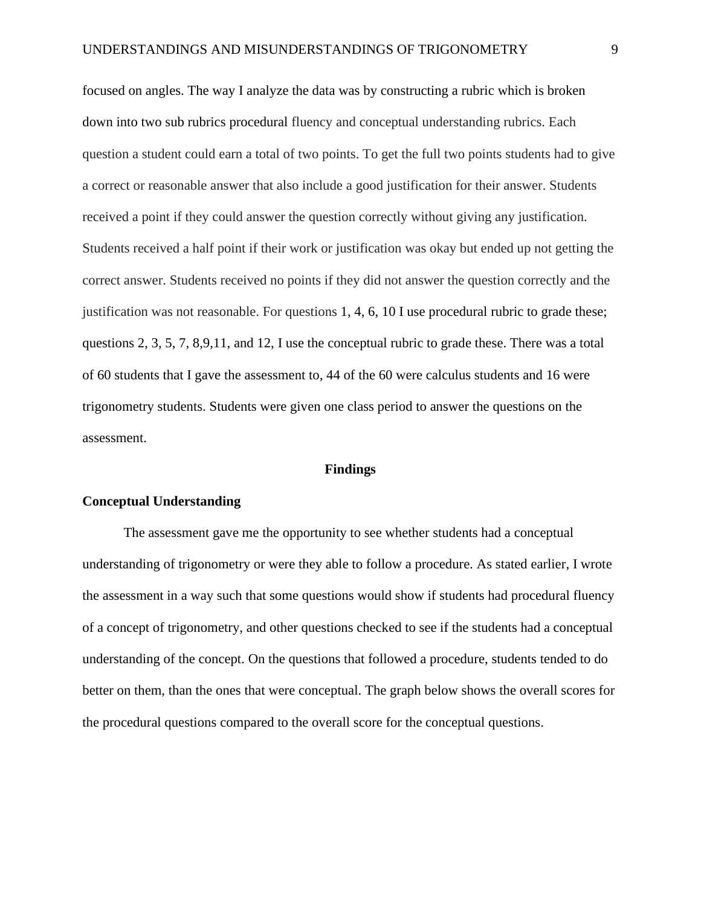focused on angles. The way I analyze the data was by constructing a rubric which is broken down into two sub rubrics procedural fluency and conceptual understanding rubrics. Each question a student could earn a total of two points. To get the full two points students had to give a correct or reasonable answer that also include a good justification for their answer. Students received a point if they could answer the question correctly without giving any justification. Students received a half point if their work or justification was okay but ended up not getting the correct answer. Students received no points if they did not answer the question correctly and the justification was not reasonable. For questions 1, 4, 6, 10 I use procedural rubric to grade these; questions 2, 3, 5, 7, 8,9,11, and 12, I use the conceptual rubric to grade these. There was a total of 60 students that I gave the assessment to, 44 of the 60 were calculus students and 16 were trigonometry students. Students were given one class period to answer the questions on the assessment.

## Findings

### Conceptual Understanding

The assessment gave me the opportunity to see whether students had a conceptual understanding of trigonometry or were they able to follow a procedure. As stated earlier, I wrote the assessment in a way such that some questions would show if students had procedural fluency of a concept of trigonometry, and other questions checked to see if the students had a conceptual understanding of the concept. On the questions that followed a procedure, students tended to do better on them, than the ones that were conceptual. The graph below shows the overall scores for the procedural questions compared to the overall score for the conceptual questions.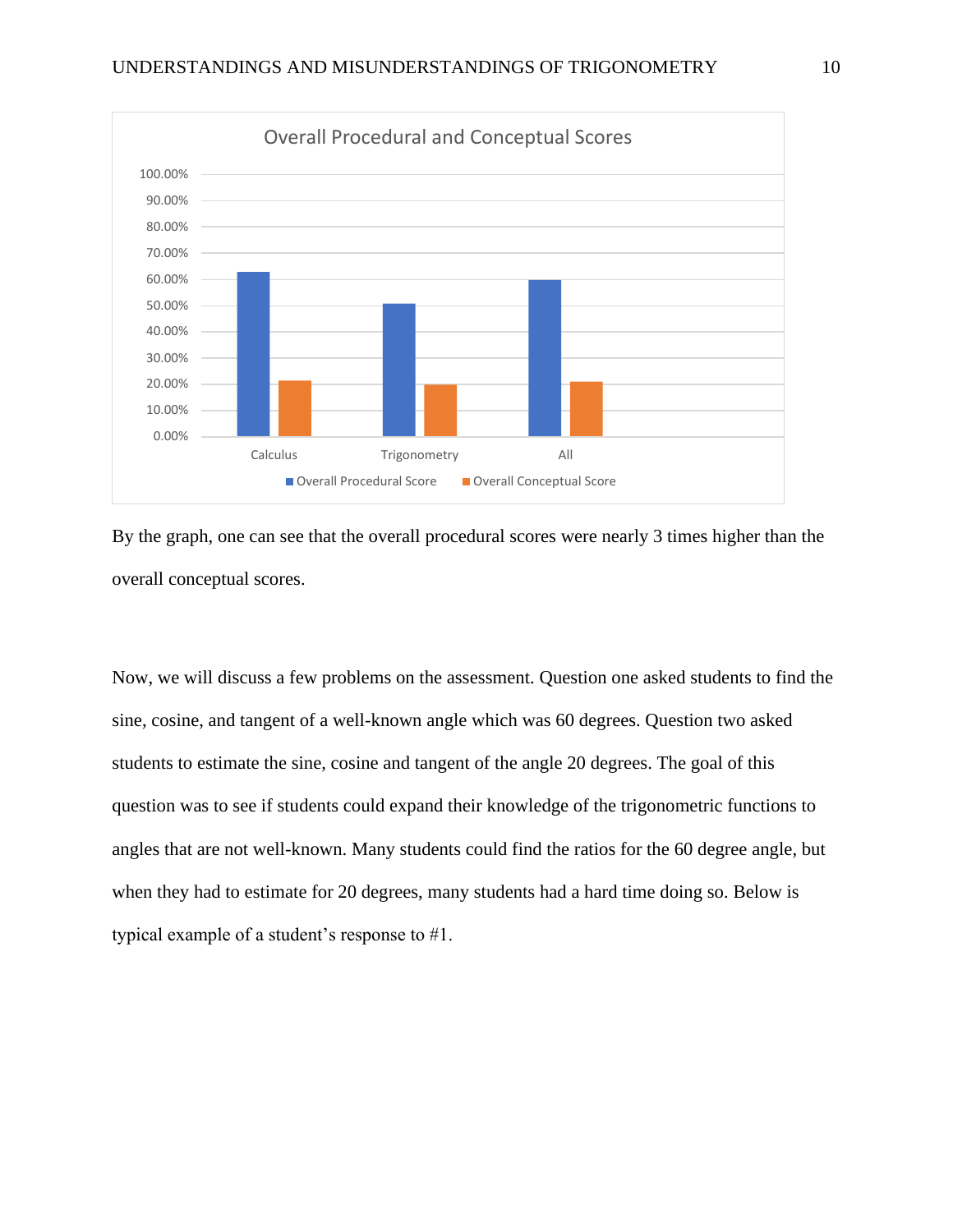By the graph, one can see that the overall procedural scores were nearly 3 times higher than the overall conceptual scores.

Now, we will discuss a few problems on the assessment. Question one asked students to find the sine, cosine, and tangent of a well-known angle which was 60 degrees. Question two asked students to estimate the sine, cosine and tangent of the angle 20 degrees. The goal of this question was to see if students could expand their knowledge of the trigonometric functions to angles that are not well-known. Many students could find the ratios for the 60 degree angle, but when they had to estimate for 20 degrees, many students had a hard time doing so. Below is typical example of a student's response to #1.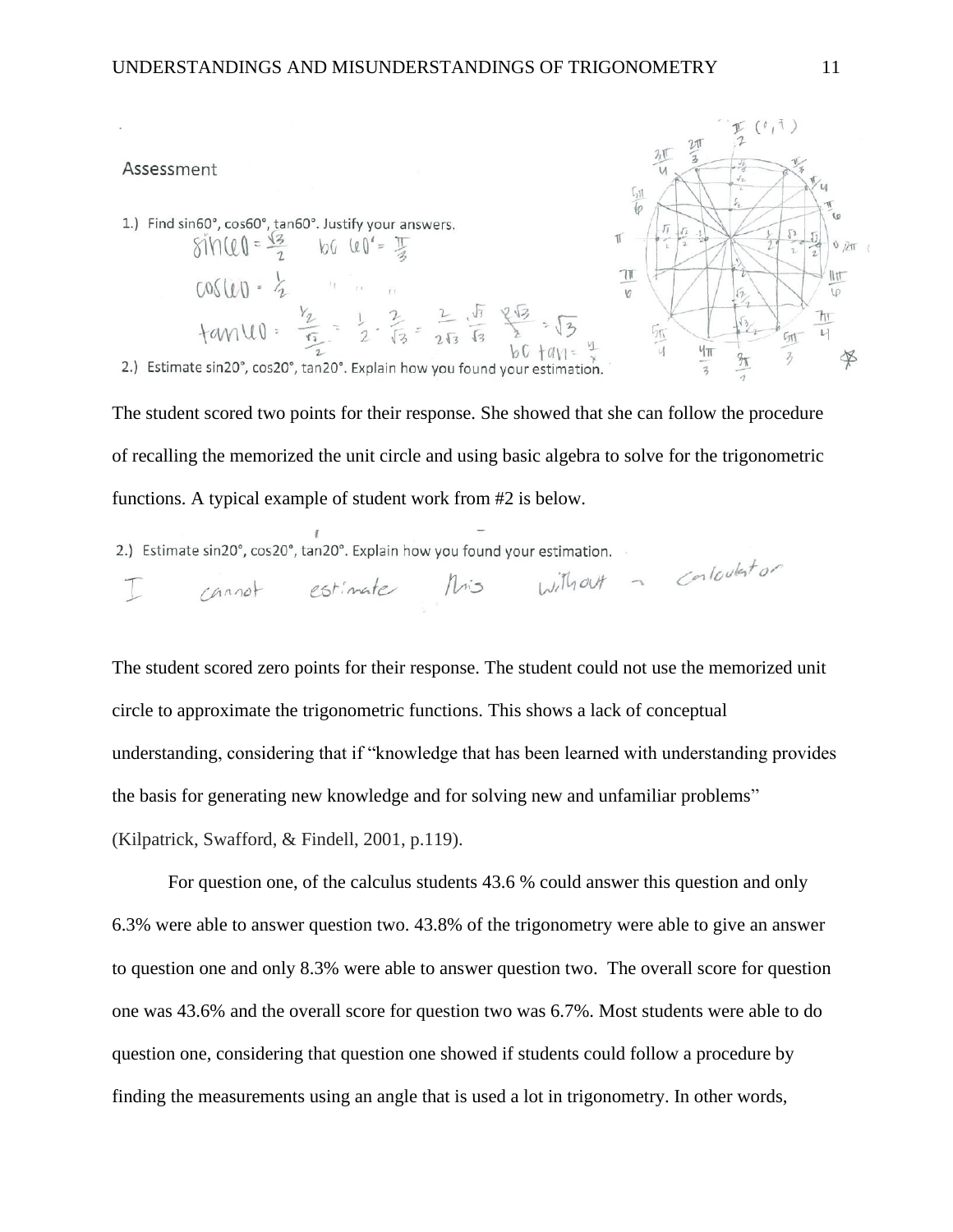Assessment

1.) Find sin60°, cos60°, tan60°. Justify your answers.

2.) Estimate sin20°, cos20°, tan20°. Explain how you found your estimation.

The student scored two points for their response. She showed that she can follow the procedure of recalling the memorized the unit circle and using basic algebra to solve for the trigonometric functions. A typical example of student work from #2 is below.

2.) Estimate sin20°, cos20°, tan20°. Explain how you found your estimation.

The student scored zero points for their response. The student could not use the memorized unit circle to approximate the trigonometric functions. This shows a lack of conceptual understanding, considering that if "knowledge that has been learned with understanding provides the basis for generating new knowledge and for solving new and unfamiliar problems" (Kilpatrick, Swafford, & Findell, 2001, p.119).

For question one, of the calculus students 43.6 % could answer this question and only 6.3% were able to answer question two. 43.8% of the trigonometry were able to give an answer to question one and only 8.3% were able to answer question two. The overall score for question one was 43.6% and the overall score for question two was 6.7%. Most students were able to do question one, considering that question one showed if students could follow a procedure by finding the measurements using an angle that is used a lot in trigonometry. In other words,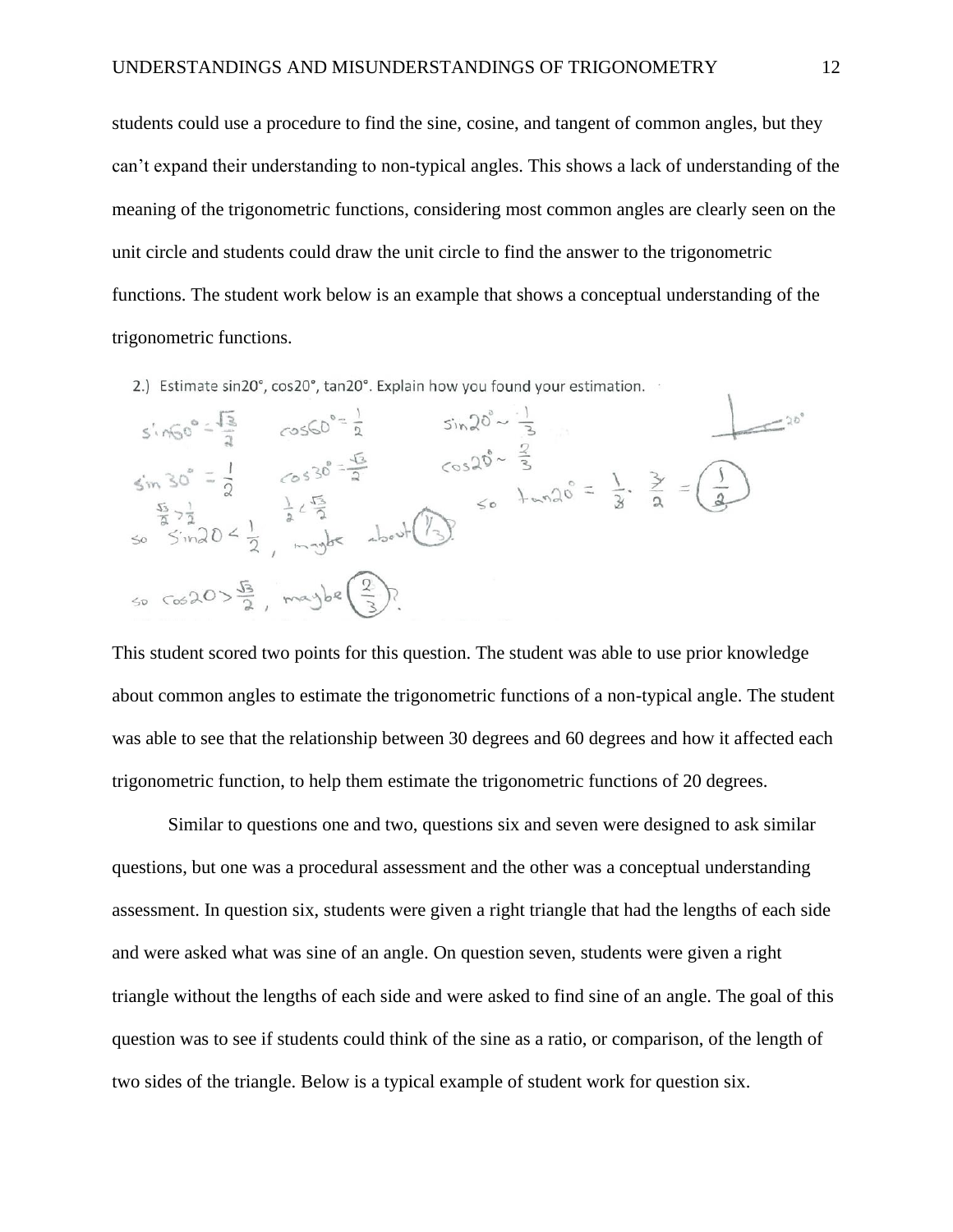students could use a procedure to find the sine, cosine, and tangent of common angles, but they can't expand their understanding to non-typical angles. This shows a lack of understanding of the meaning of the trigonometric functions, considering most common angles are clearly seen on the unit circle and students could draw the unit circle to find the answer to the trigonometric functions. The student work below is an example that shows a conceptual understanding of the trigonometric functions.

2.) Estimate sin20°, cos20°, tan20°. Explain how you found your estimation.

$\sin 60° = \frac{\sqrt{3}}{2}$ $\quad \cos 60° = \frac{1}{2}$ $\quad \sin 20° \sim \frac{1}{3}$

$\sin 30° = \frac{1}{2}$ $\quad \cos 30° = \frac{\sqrt{3}}{2}$ $\quad \cos 20° \sim \frac{2}{3}$

$\frac{\sqrt{3}}{2} > \frac{1}{2}$ $\quad \frac{1}{2} < \frac{\sqrt{3}}{2}$ $\quad$ so $\tan 20° = \frac{1}{3} \cdot \frac{3}{2} = \frac{1}{2}$

so $\sin 20 < \frac{1}{2}$, maybe about $\frac{1}{3}$?

so $\cos 20 > \frac{\sqrt{3}}{2}$, maybe $\frac{2}{3}$?

This student scored two points for this question. The student was able to use prior knowledge about common angles to estimate the trigonometric functions of a non-typical angle. The student was able to see that the relationship between 30 degrees and 60 degrees and how it affected each trigonometric function, to help them estimate the trigonometric functions of 20 degrees.

Similar to questions one and two, questions six and seven were designed to ask similar questions, but one was a procedural assessment and the other was a conceptual understanding assessment. In question six, students were given a right triangle that had the lengths of each side and were asked what was sine of an angle. On question seven, students were given a right triangle without the lengths of each side and were asked to find sine of an angle. The goal of this question was to see if students could think of the sine as a ratio, or comparison, of the length of two sides of the triangle. Below is a typical example of student work for question six.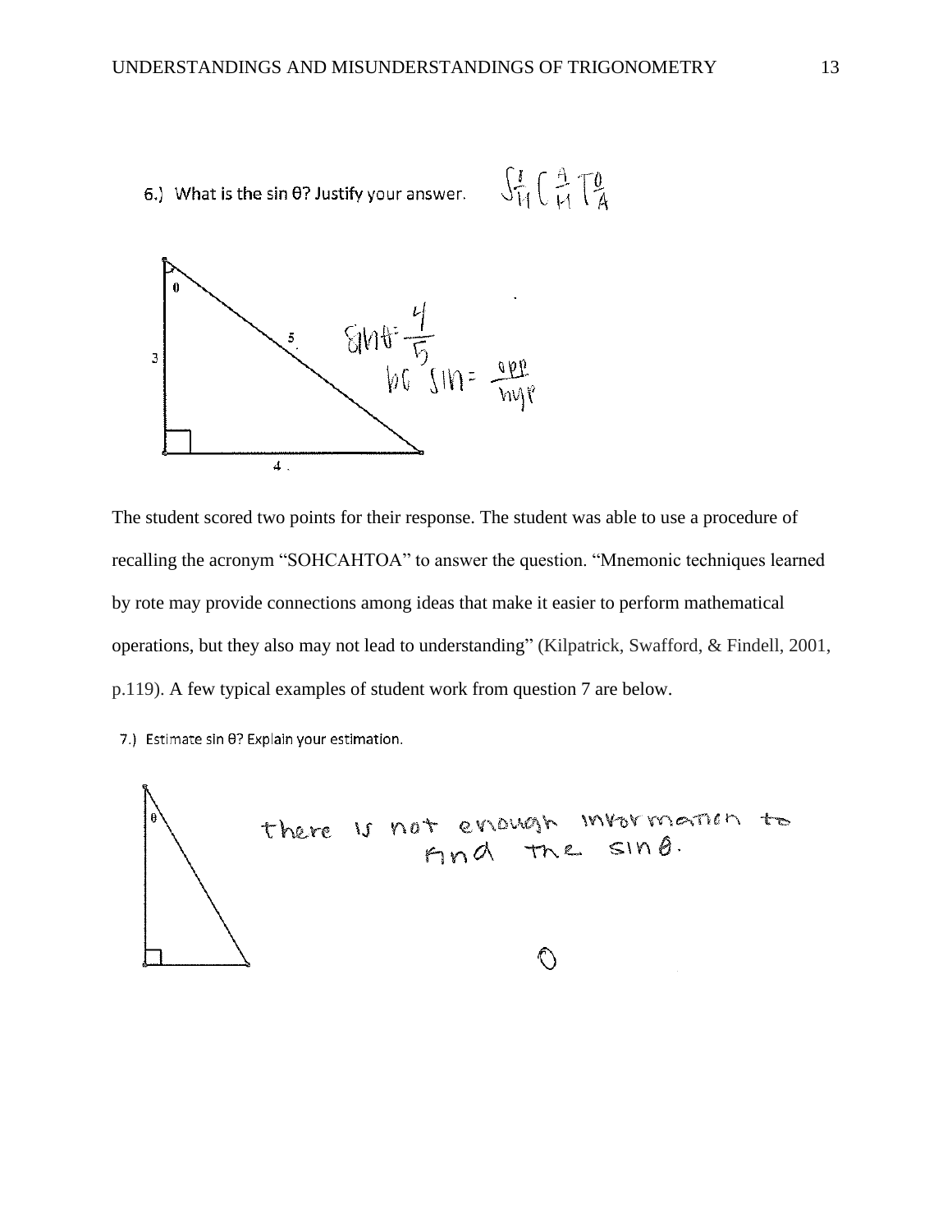6.) What is the sin θ? Justify your answer.

The student scored two points for their response. The student was able to use a procedure of recalling the acronym "SOHCAHTOA" to answer the question. "Mnemonic techniques learned by rote may provide connections among ideas that make it easier to perform mathematical operations, but they also may not lead to understanding" (Kilpatrick, Swafford, & Findell, 2001, p.119). A few typical examples of student work from question 7 are below.

7.) Estimate sin θ? Explain your estimation.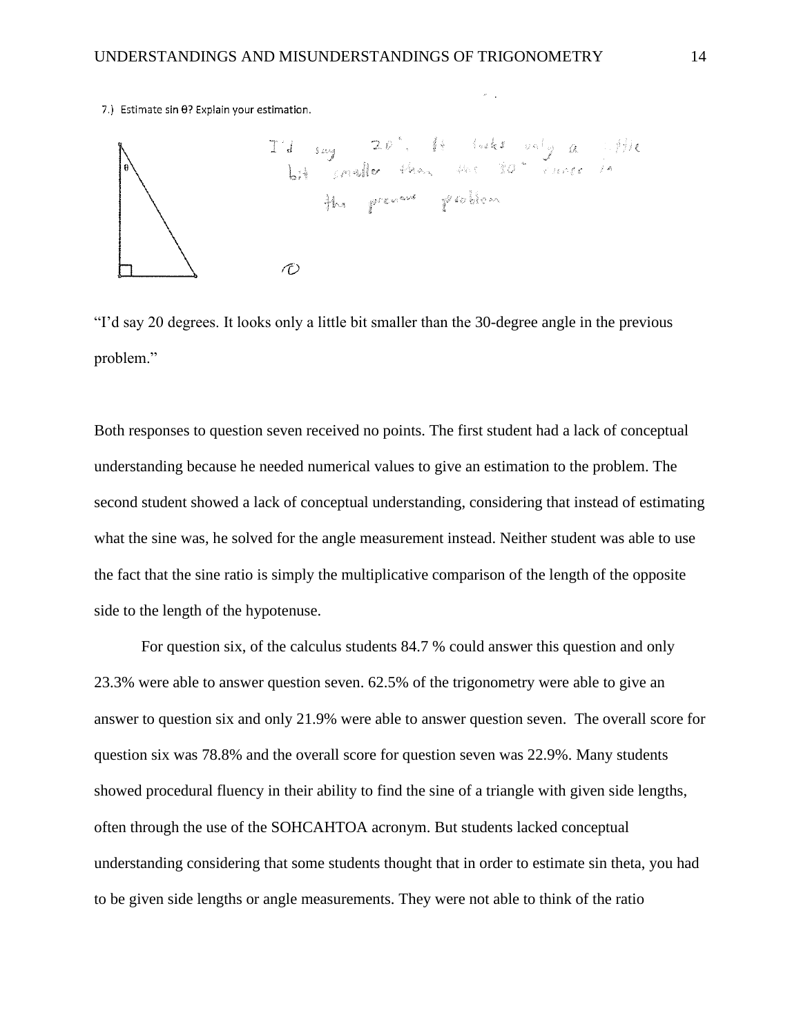7.) Estimate sin θ? Explain your estimation.

I'd say 20°. It looks only a little bit smaller than the 30° angle in the previous problem

0

"I'd say 20 degrees. It looks only a little bit smaller than the 30-degree angle in the previous problem."

Both responses to question seven received no points. The first student had a lack of conceptual understanding because he needed numerical values to give an estimation to the problem. The second student showed a lack of conceptual understanding, considering that instead of estimating what the sine was, he solved for the angle measurement instead. Neither student was able to use the fact that the sine ratio is simply the multiplicative comparison of the length of the opposite side to the length of the hypotenuse.

For question six, of the calculus students 84.7 % could answer this question and only 23.3% were able to answer question seven. 62.5% of the trigonometry were able to give an answer to question six and only 21.9% were able to answer question seven. The overall score for question six was 78.8% and the overall score for question seven was 22.9%. Many students showed procedural fluency in their ability to find the sine of a triangle with given side lengths, often through the use of the SOHCAHTOA acronym. But students lacked conceptual understanding considering that some students thought that in order to estimate sin theta, you had to be given side lengths or angle measurements. They were not able to think of the ratio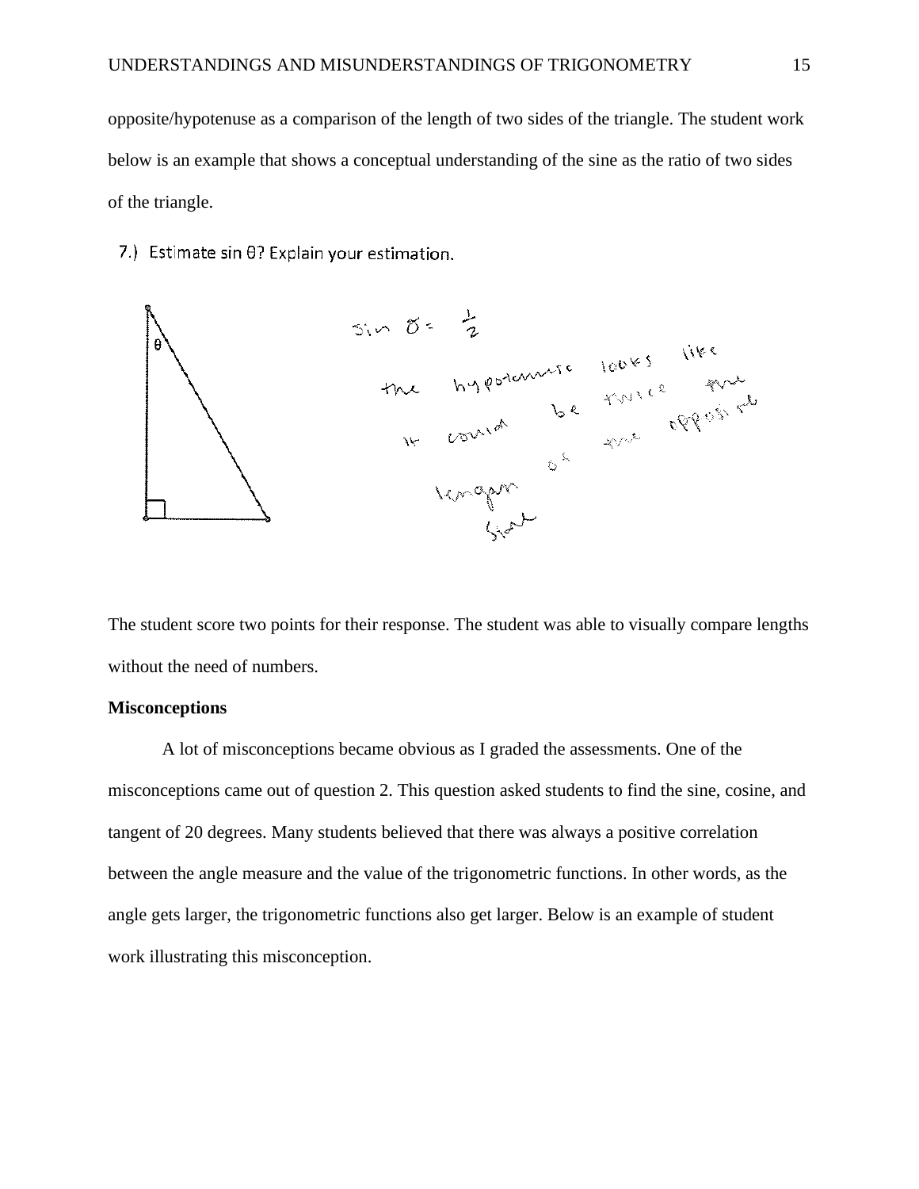opposite/hypotenuse as a comparison of the length of two sides of the triangle. The student work below is an example that shows a conceptual understanding of the sine as the ratio of two sides of the triangle.

7.) Estimate sin θ? Explain your estimation.

The student score two points for their response. The student was able to visually compare lengths without the need of numbers.

**Misconceptions**

A lot of misconceptions became obvious as I graded the assessments. One of the misconceptions came out of question 2. This question asked students to find the sine, cosine, and tangent of 20 degrees. Many students believed that there was always a positive correlation between the angle measure and the value of the trigonometric functions. In other words, as the angle gets larger, the trigonometric functions also get larger. Below is an example of student work illustrating this misconception.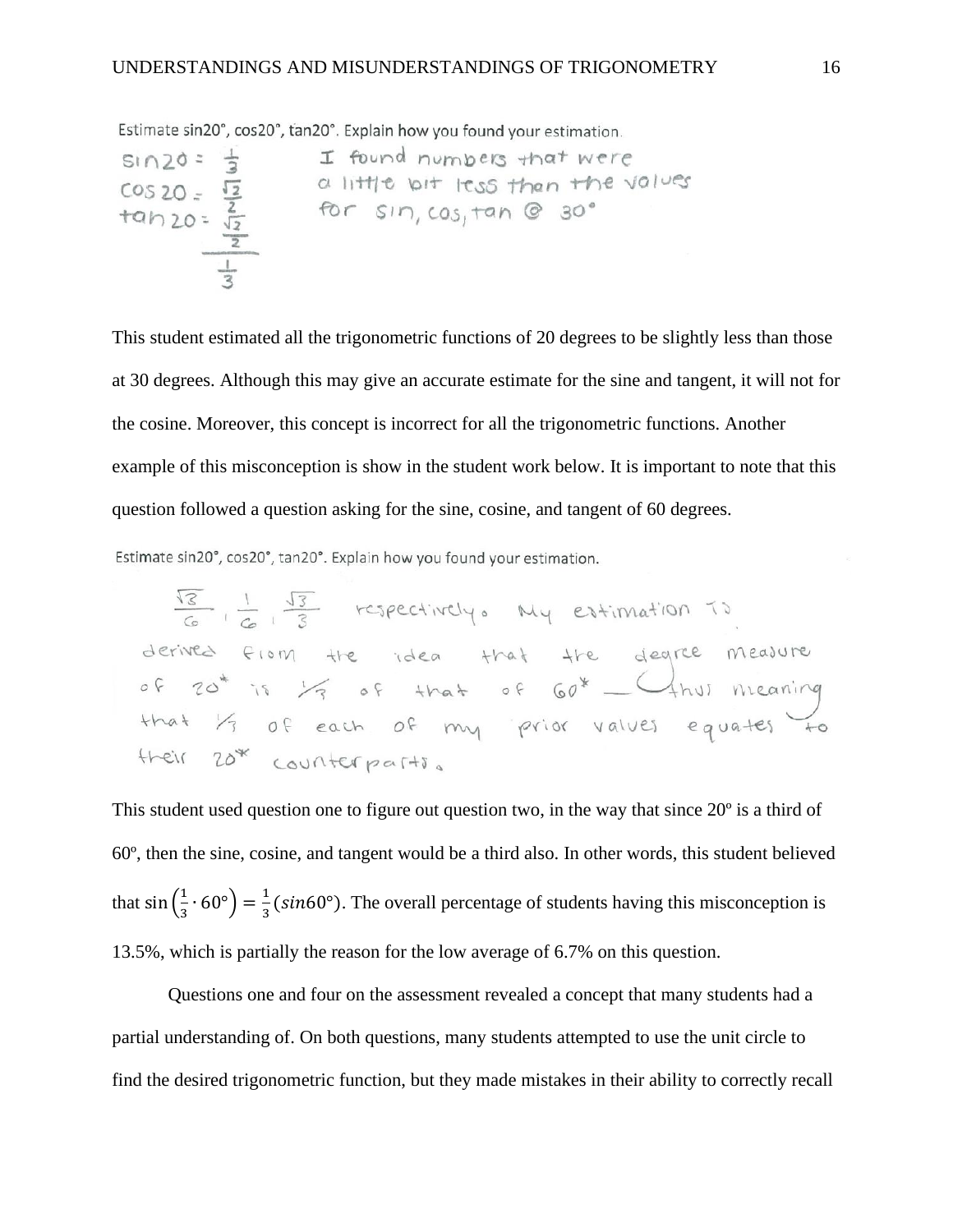Estimate sin20°, cos20°, tan20°. Explain how you found your estimation.

$\sin 20 = \frac{1}{3}$
$\cos 20 = \frac{\sqrt{2}}{2}$
$\tan 20 = \frac{\frac{\sqrt{2}}{2}}{\frac{1}{3}}$

I found numbers that were a little bit less than the values for sin, cos, tan @ 30°

This student estimated all the trigonometric functions of 20 degrees to be slightly less than those at 30 degrees. Although this may give an accurate estimate for the sine and tangent, it will not for the cosine. Moreover, this concept is incorrect for all the trigonometric functions. Another example of this misconception is show in the student work below. It is important to note that this question followed a question asking for the sine, cosine, and tangent of 60 degrees.

Estimate sin20°, cos20°, tan20°. Explain how you found your estimation.

$\frac{\sqrt{3}}{6}$, $\frac{1}{6}$, $\frac{\sqrt{3}}{3}$ respectively. My estimation is derived from the idea that the degree measure of 20* is 1/3 of that of 60* — thus meaning that 1/3 of each of my prior values equates to their 20* counterparts.

This student used question one to figure out question two, in the way that since 20º is a third of 60º, then the sine, cosine, and tangent would be a third also. In other words, this student believed that $\sin\left(\frac{1}{3} \cdot 60°\right) = \frac{1}{3}(sin60°)$. The overall percentage of students having this misconception is 13.5%, which is partially the reason for the low average of 6.7% on this question.

Questions one and four on the assessment revealed a concept that many students had a partial understanding of. On both questions, many students attempted to use the unit circle to find the desired trigonometric function, but they made mistakes in their ability to correctly recall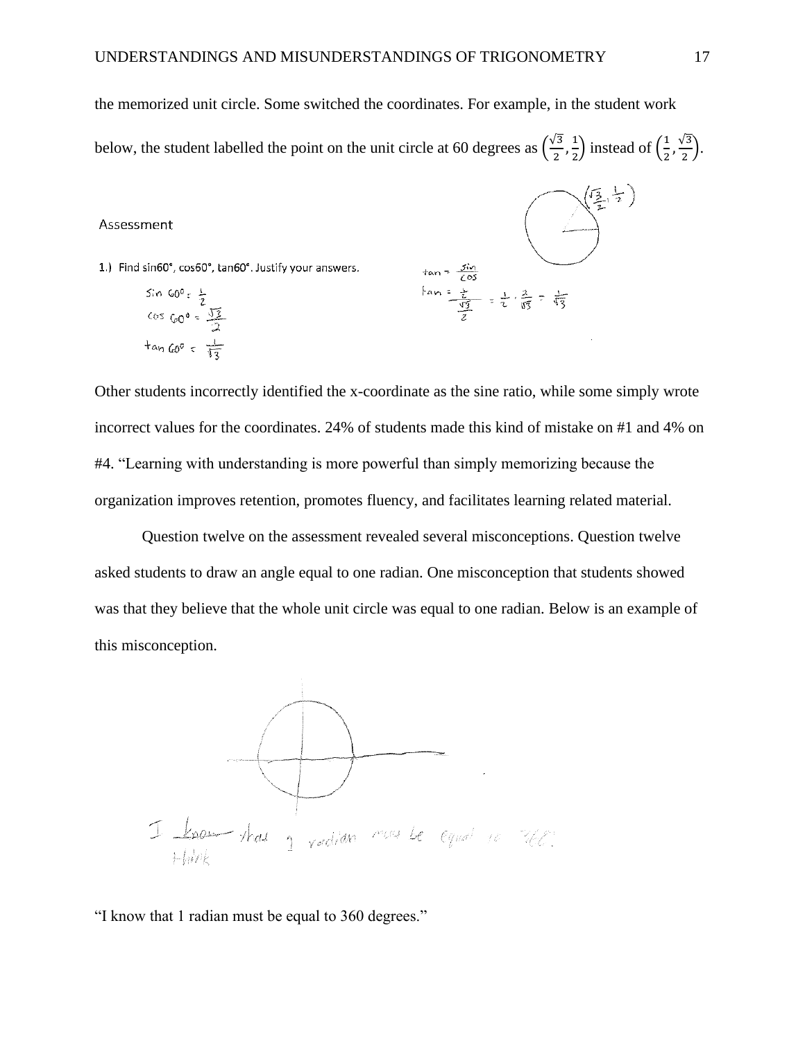the memorized unit circle. Some switched the coordinates. For example, in the student work below, the student labelled the point on the unit circle at 60 degrees as $\left(\frac{\sqrt{3}}{2}, \frac{1}{2}\right)$ instead of $\left(\frac{1}{2}, \frac{\sqrt{3}}{2}\right)$.

Other students incorrectly identified the x-coordinate as the sine ratio, while some simply wrote incorrect values for the coordinates. 24% of students made this kind of mistake on #1 and 4% on #4. "Learning with understanding is more powerful than simply memorizing because the organization improves retention, promotes fluency, and facilitates learning related material.

Question twelve on the assessment revealed several misconceptions. Question twelve asked students to draw an angle equal to one radian. One misconception that students showed was that they believe that the whole unit circle was equal to one radian. Below is an example of this misconception.

"I know that 1 radian must be equal to 360 degrees."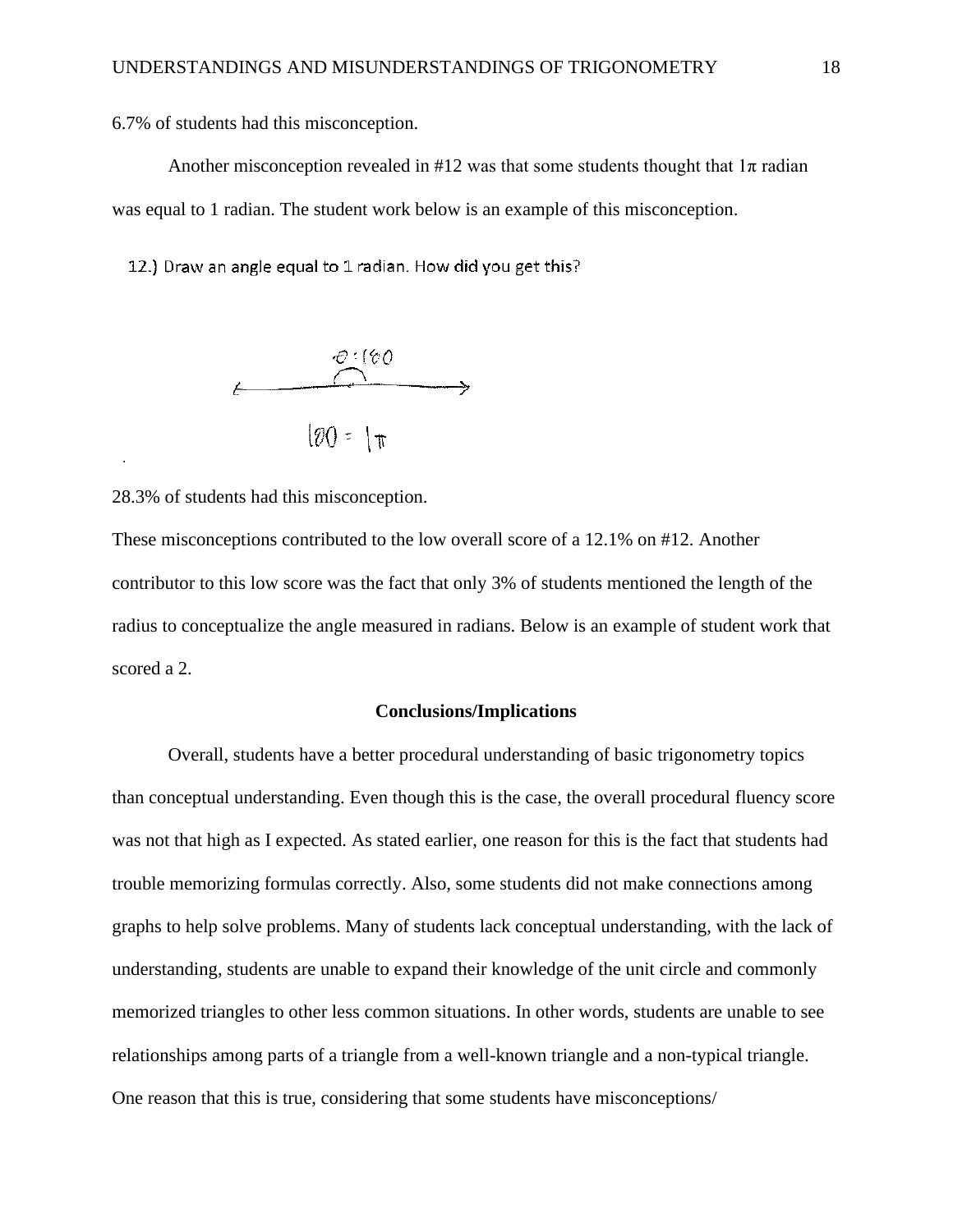6.7% of students had this misconception.

Another misconception revealed in #12 was that some students thought that 1π radian was equal to 1 radian. The student work below is an example of this misconception.

12.) Draw an angle equal to 1 radian. How did you get this?

28.3% of students had this misconception.

These misconceptions contributed to the low overall score of a 12.1% on #12. Another contributor to this low score was the fact that only 3% of students mentioned the length of the radius to conceptualize the angle measured in radians. Below is an example of student work that scored a 2.

**Conclusions/Implications**

Overall, students have a better procedural understanding of basic trigonometry topics than conceptual understanding. Even though this is the case, the overall procedural fluency score was not that high as I expected. As stated earlier, one reason for this is the fact that students had trouble memorizing formulas correctly. Also, some students did not make connections among graphs to help solve problems. Many of students lack conceptual understanding, with the lack of understanding, students are unable to expand their knowledge of the unit circle and commonly memorized triangles to other less common situations. In other words, students are unable to see relationships among parts of a triangle from a well-known triangle and a non-typical triangle. One reason that this is true, considering that some students have misconceptions/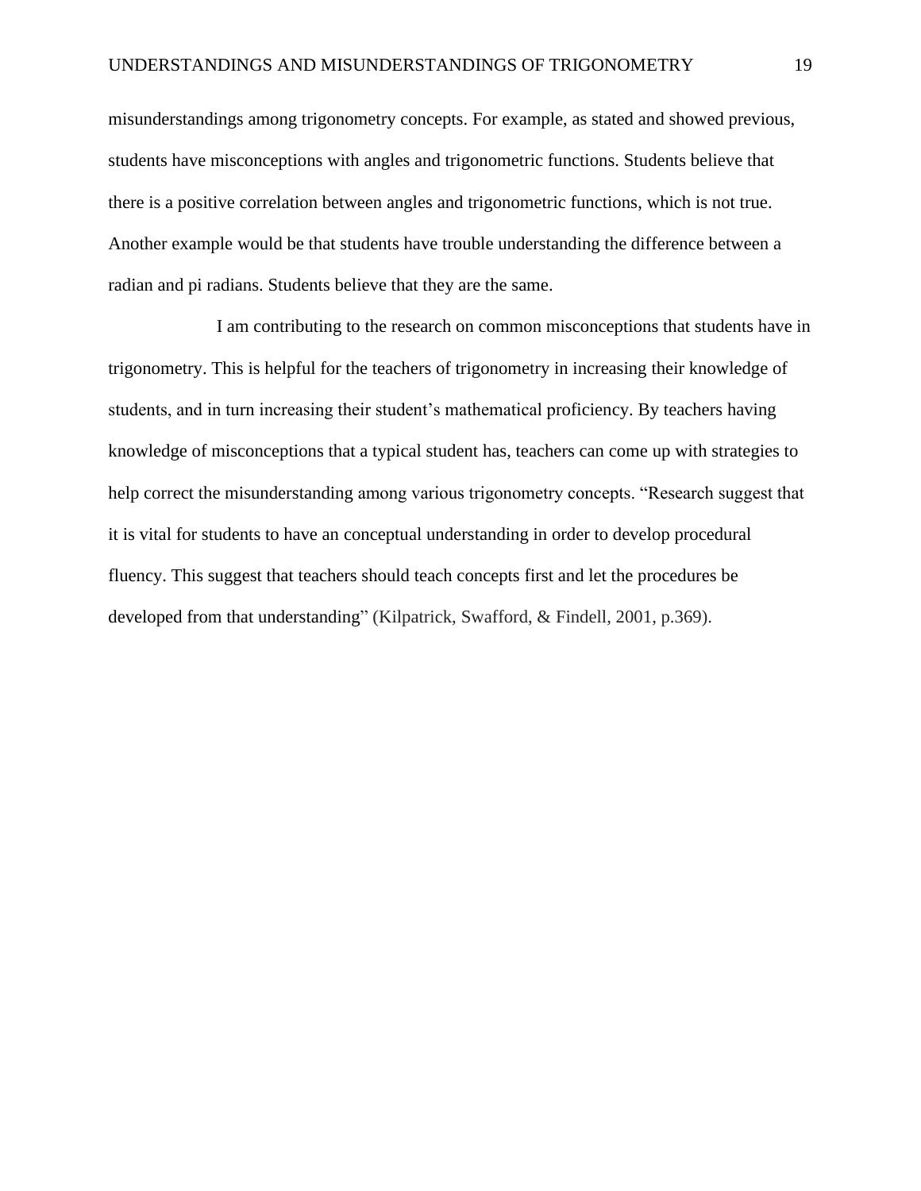misunderstandings among trigonometry concepts. For example, as stated and showed previous, students have misconceptions with angles and trigonometric functions. Students believe that there is a positive correlation between angles and trigonometric functions, which is not true. Another example would be that students have trouble understanding the difference between a radian and pi radians. Students believe that they are the same.

I am contributing to the research on common misconceptions that students have in trigonometry. This is helpful for the teachers of trigonometry in increasing their knowledge of students, and in turn increasing their student's mathematical proficiency. By teachers having knowledge of misconceptions that a typical student has, teachers can come up with strategies to help correct the misunderstanding among various trigonometry concepts. "Research suggest that it is vital for students to have an conceptual understanding in order to develop procedural fluency. This suggest that teachers should teach concepts first and let the procedures be developed from that understanding" (Kilpatrick, Swafford, & Findell, 2001, p.369).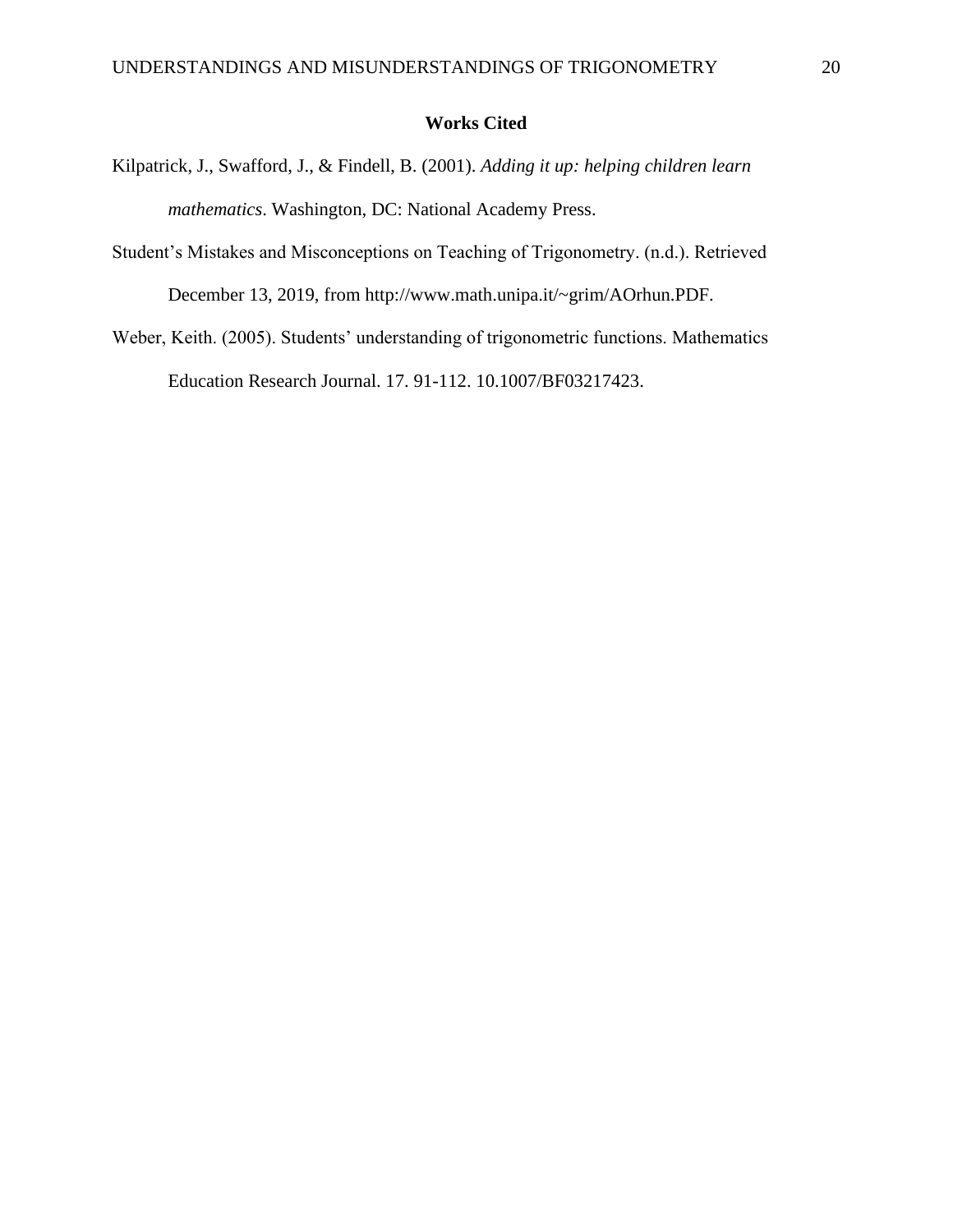# Works Cited

Kilpatrick, J., Swafford, J., & Findell, B. (2001). *Adding it up: helping children learn mathematics*. Washington, DC: National Academy Press.

Student's Mistakes and Misconceptions on Teaching of Trigonometry. (n.d.). Retrieved December 13, 2019, from http://www.math.unipa.it/~grim/AOrhun.PDF.

Weber, Keith. (2005). Students' understanding of trigonometric functions. Mathematics Education Research Journal. 17. 91-112. 10.1007/BF03217423.